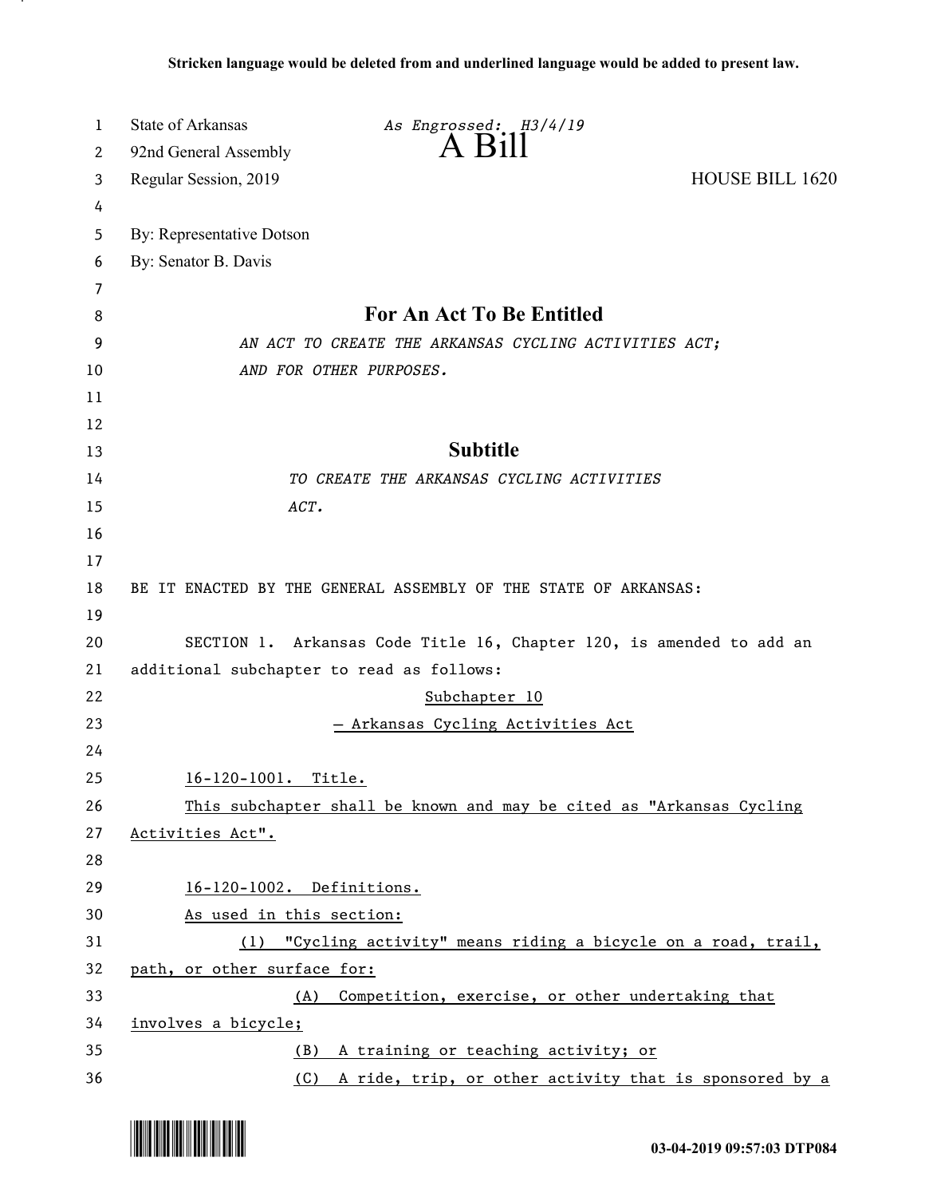Stricken language would be deleted from and underlined language would be added to present law.

State of Arkansas *As Engrossed: H3/4/19*
92nd General Assembly **A Bill**
Regular Session, 2019 HOUSE BILL 1620

By: Representative Dotson
By: Senator B. Davis

## For An Act To Be Entitled

*AN ACT TO CREATE THE ARKANSAS CYCLING ACTIVITIES ACT; AND FOR OTHER PURPOSES.*

## Subtitle

*TO CREATE THE ARKANSAS CYCLING ACTIVITIES ACT.*

BE IT ENACTED BY THE GENERAL ASSEMBLY OF THE STATE OF ARKANSAS:

SECTION 1. Arkansas Code Title 16, Chapter 120, is amended to add an additional subchapter to read as follows:

Subchapter 10
— Arkansas Cycling Activities Act

16-120-1001. Title.

This subchapter shall be known and may be cited as "Arkansas Cycling Activities Act".

16-120-1002. Definitions.

As used in this section:

(1) "Cycling activity" means riding a bicycle on a road, trail, path, or other surface for:

(A) Competition, exercise, or other undertaking that involves a bicycle;

(B) A training or teaching activity; or

(C) A ride, trip, or other activity that is sponsored by a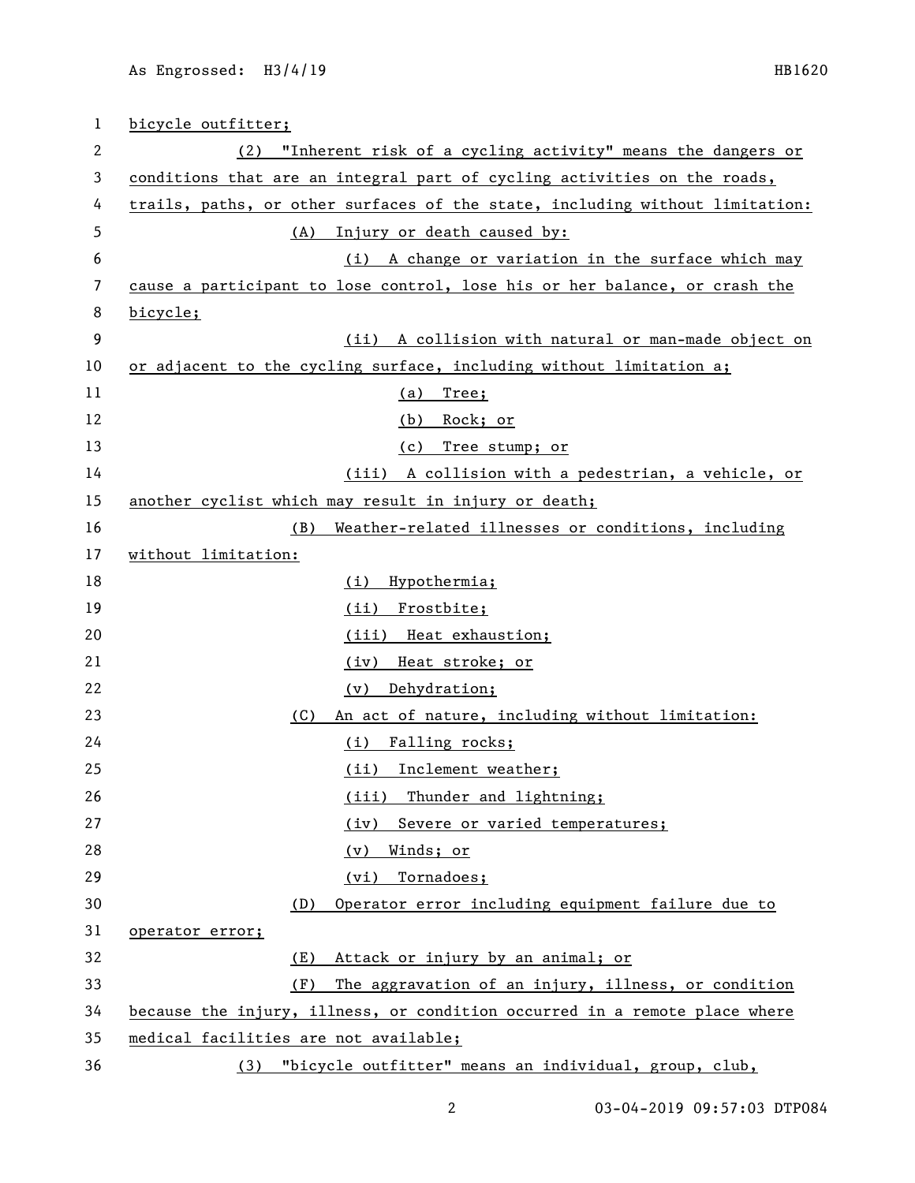bicycle outfitter;

(2) "Inherent risk of a cycling activity" means the dangers or conditions that are an integral part of cycling activities on the roads, trails, paths, or other surfaces of the state, including without limitation:

(A) Injury or death caused by:

(i) A change or variation in the surface which may cause a participant to lose control, lose his or her balance, or crash the bicycle;

(ii) A collision with natural or man-made object on or adjacent to the cycling surface, including without limitation a;

(a) Tree;

(b) Rock; or

(c) Tree stump; or

(iii) A collision with a pedestrian, a vehicle, or another cyclist which may result in injury or death;

(B) Weather-related illnesses or conditions, including without limitation:

(i) Hypothermia;

(ii) Frostbite;

(iii) Heat exhaustion;

(iv) Heat stroke; or

(v) Dehydration;

(C) An act of nature, including without limitation:

(i) Falling rocks;

(ii) Inclement weather;

(iii) Thunder and lightning;

(iv) Severe or varied temperatures;

(v) Winds; or

(vi) Tornadoes;

(D) Operator error including equipment failure due to operator error;

(E) Attack or injury by an animal; or

(F) The aggravation of an injury, illness, or condition because the injury, illness, or condition occurred in a remote place where medical facilities are not available;

(3) "bicycle outfitter" means an individual, group, club,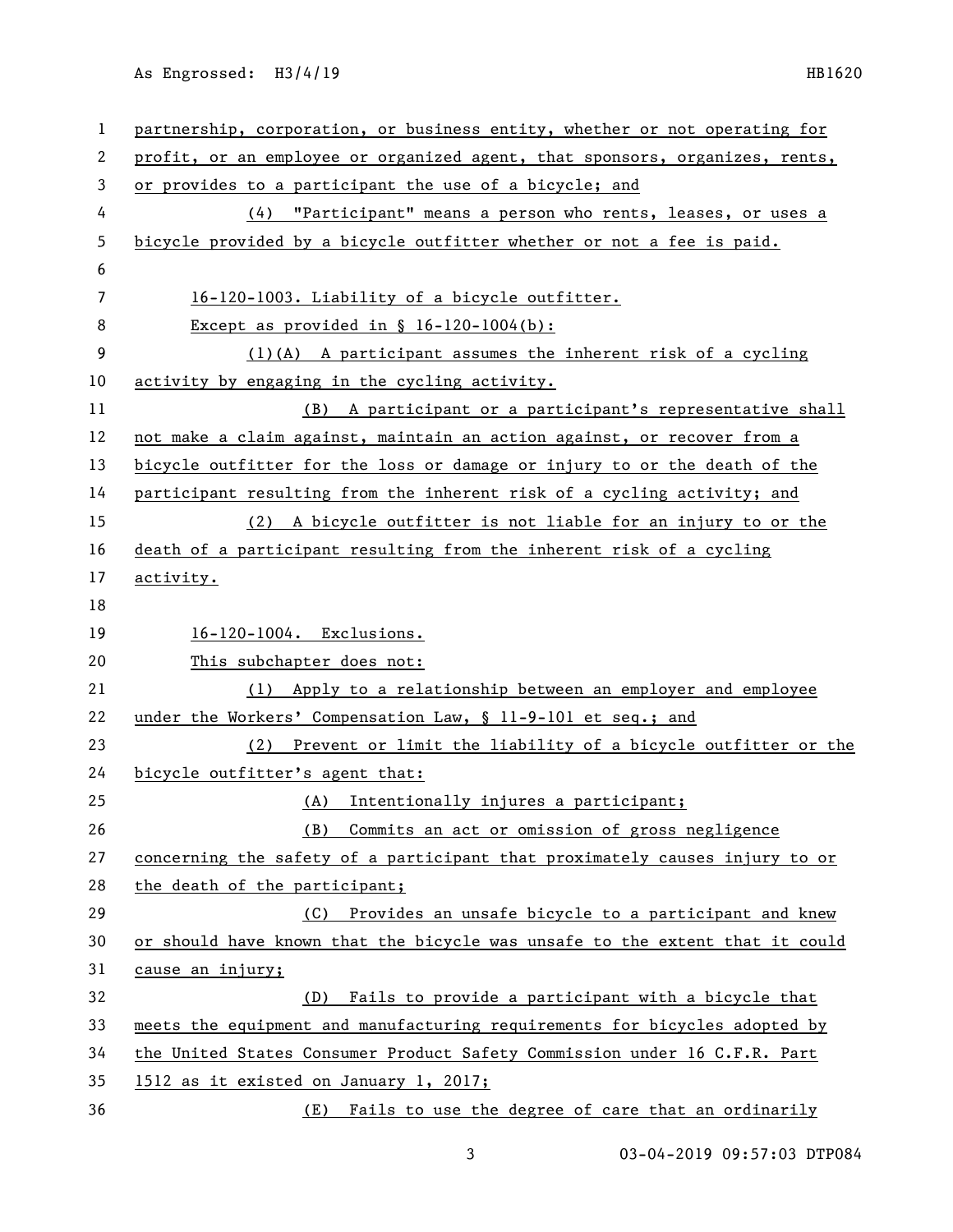partnership, corporation, or business entity, whether or not operating for profit, or an employee or organized agent, that sponsors, organizes, rents, or provides to a participant the use of a bicycle; and

(4) "Participant" means a person who rents, leases, or uses a bicycle provided by a bicycle outfitter whether or not a fee is paid.

16-120-1003. Liability of a bicycle outfitter.

Except as provided in § 16-120-1004(b):

(1)(A) A participant assumes the inherent risk of a cycling activity by engaging in the cycling activity.

(B) A participant or a participant's representative shall not make a claim against, maintain an action against, or recover from a bicycle outfitter for the loss or damage or injury to or the death of the participant resulting from the inherent risk of a cycling activity; and

(2) A bicycle outfitter is not liable for an injury to or the death of a participant resulting from the inherent risk of a cycling activity.

16-120-1004. Exclusions.

This subchapter does not:

(1) Apply to a relationship between an employer and employee under the Workers' Compensation Law, § 11-9-101 et seq.; and

(2) Prevent or limit the liability of a bicycle outfitter or the bicycle outfitter's agent that:

(A) Intentionally injures a participant;

(B) Commits an act or omission of gross negligence concerning the safety of a participant that proximately causes injury to or the death of the participant;

(C) Provides an unsafe bicycle to a participant and knew or should have known that the bicycle was unsafe to the extent that it could cause an injury;

(D) Fails to provide a participant with a bicycle that meets the equipment and manufacturing requirements for bicycles adopted by the United States Consumer Product Safety Commission under 16 C.F.R. Part 1512 as it existed on January 1, 2017;

(E) Fails to use the degree of care that an ordinarily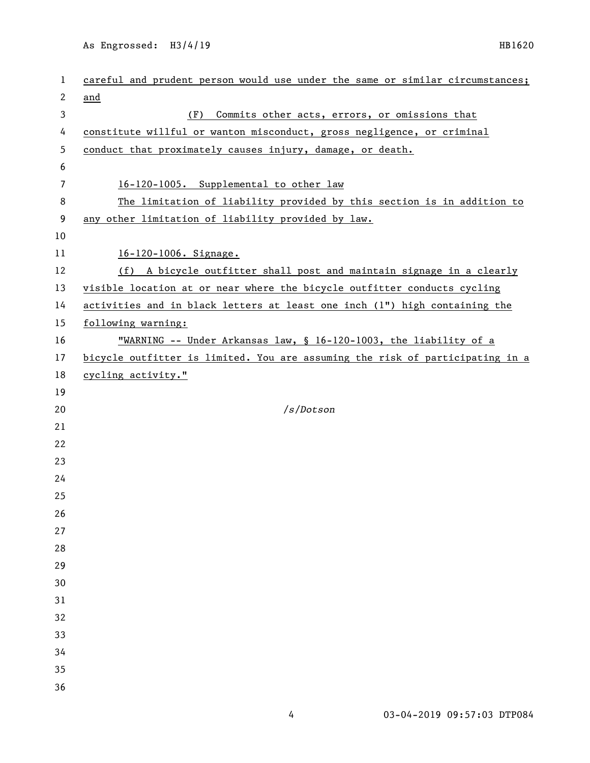careful and prudent person would use under the same or similar circumstances; and

(F) Commits other acts, errors, or omissions that constitute willful or wanton misconduct, gross negligence, or criminal conduct that proximately causes injury, damage, or death.

16-120-1005. Supplemental to other law

The limitation of liability provided by this section is in addition to any other limitation of liability provided by law.

16-120-1006. Signage.

(f) A bicycle outfitter shall post and maintain signage in a clearly visible location at or near where the bicycle outfitter conducts cycling activities and in black letters at least one inch (1") high containing the following warning:

"WARNING -- Under Arkansas law, § 16-120-1003, the liability of a bicycle outfitter is limited. You are assuming the risk of participating in a cycling activity."

*/s/Dotson*